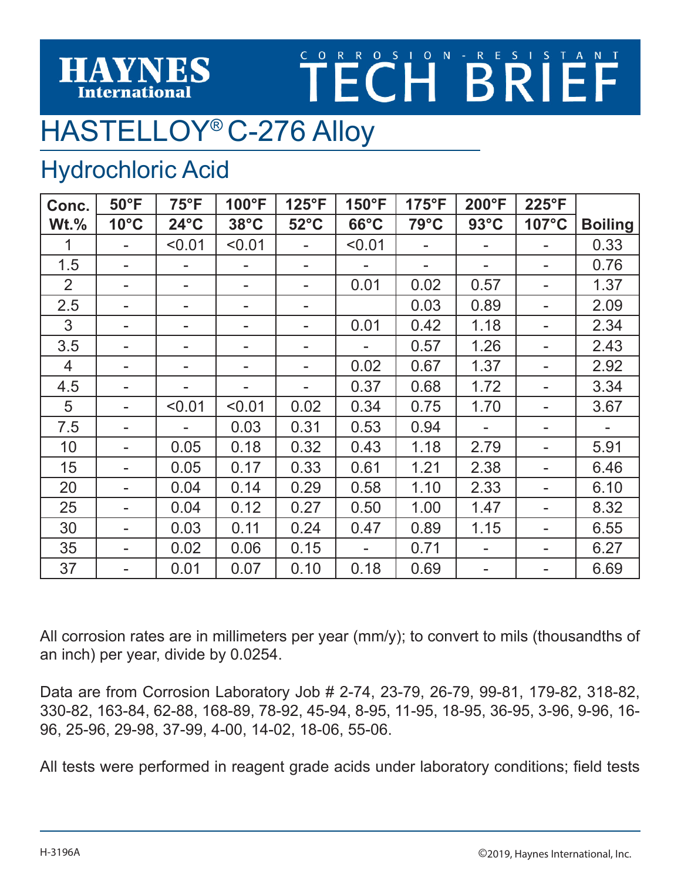# HAYNES International — CORROSION-RESISTANT TECH BRIEF

# HASTELLOY® C-276 Alloy

## Hydrochloric Acid

| Conc. Wt.% | 50°F 10°C | 75°F 24°C | 100°F 38°C | 125°F 52°C | 150°F 66°C | 175°F 79°C | 200°F 93°C | 225°F 107°C | Boiling |
|---|---|---|---|---|---|---|---|---|---|
| 1 | - | <0.01 | <0.01 | - | <0.01 | - | - | - | 0.33 |
| 1.5 | - | - | - | - | - | - | - | - | 0.76 |
| 2 | - | - | - | - | 0.01 | 0.02 | 0.57 | - | 1.37 |
| 2.5 | - | - | - | - | | 0.03 | 0.89 | - | 2.09 |
| 3 | - | - | - | - | 0.01 | 0.42 | 1.18 | - | 2.34 |
| 3.5 | - | - | - | - | - | 0.57 | 1.26 | - | 2.43 |
| 4 | - | - | - | - | 0.02 | 0.67 | 1.37 | - | 2.92 |
| 4.5 | - | - | - | - | 0.37 | 0.68 | 1.72 | - | 3.34 |
| 5 | - | <0.01 | <0.01 | 0.02 | 0.34 | 0.75 | 1.70 | - | 3.67 |
| 7.5 | - | - | 0.03 | 0.31 | 0.53 | 0.94 | - | - | - |
| 10 | - | 0.05 | 0.18 | 0.32 | 0.43 | 1.18 | 2.79 | - | 5.91 |
| 15 | - | 0.05 | 0.17 | 0.33 | 0.61 | 1.21 | 2.38 | - | 6.46 |
| 20 | - | 0.04 | 0.14 | 0.29 | 0.58 | 1.10 | 2.33 | - | 6.10 |
| 25 | - | 0.04 | 0.12 | 0.27 | 0.50 | 1.00 | 1.47 | - | 8.32 |
| 30 | - | 0.03 | 0.11 | 0.24 | 0.47 | 0.89 | 1.15 | - | 6.55 |
| 35 | - | 0.02 | 0.06 | 0.15 | - | 0.71 | - | - | 6.27 |
| 37 | - | 0.01 | 0.07 | 0.10 | 0.18 | 0.69 | - | - | 6.69 |

All corrosion rates are in millimeters per year (mm/y); to convert to mils (thousandths of an inch) per year, divide by 0.0254.

Data are from Corrosion Laboratory Job # 2-74, 23-79, 26-79, 99-81, 179-82, 318-82, 330-82, 163-84, 62-88, 168-89, 78-92, 45-94, 8-95, 11-95, 18-95, 36-95, 3-96, 9-96, 16-96, 25-96, 29-98, 37-99, 4-00, 14-02, 18-06, 55-06.

All tests were performed in reagent grade acids under laboratory conditions; field tests

H-3196A

©2019, Haynes International, Inc.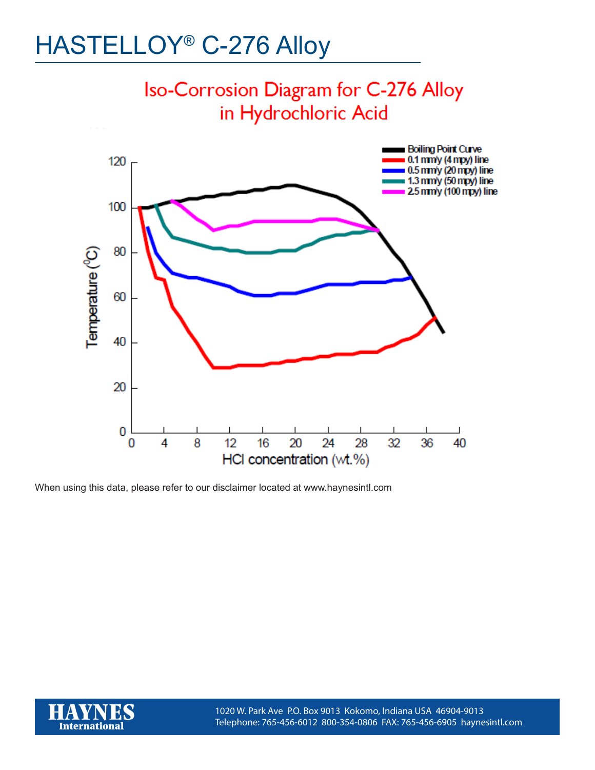# HASTELLOY® C-276 Alloy

Iso-Corrosion Diagram for C-276 Alloy in Hydrochloric Acid

Boiling Point Curve
0.1 mm/y (4 mpy) line
0.5 mm/y (20 mpy) line
1.3 mm/y (50 mpy) line
2.5 mm/y (100 mpy) line

Temperature ($^0$C)

120
100
80
60
40
20
0

0 4 8 12 16 20 24 28 32 36 40

HCl concentration (wt.%)

When using this data, please refer to our disclaimer located at www.haynesintl.com

HAYNES International

1020 W. Park Ave P.O. Box 9013 Kokomo, Indiana USA 46904-9013
Telephone: 765-456-6012 800-354-0806 FAX: 765-456-6905 haynesintl.com